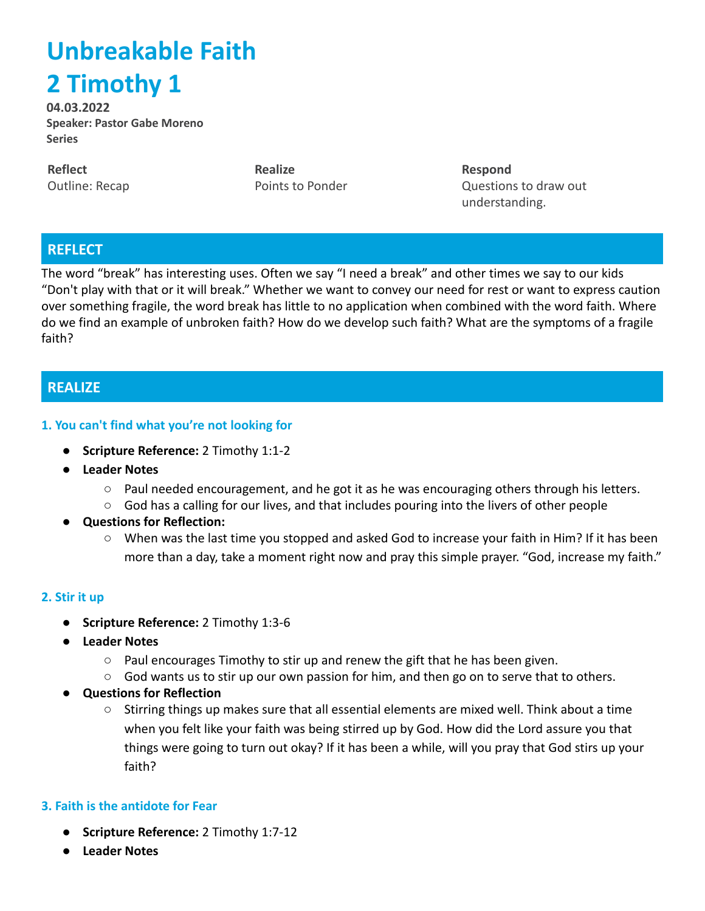# Unbreakable Faith
# 2 Timothy 1

**04.03.2022**
**Speaker: Pastor Gabe Moreno**
**Series**

| **Reflect** | **Realize** | **Respond** |
|---|---|---|
| Outline: Recap | Points to Ponder | Questions to draw out understanding. |

## REFLECT

The word "break" has interesting uses. Often we say "I need a break" and other times we say to our kids "Don't play with that or it will break." Whether we want to convey our need for rest or want to express caution over something fragile, the word break has little to no application when combined with the word faith. Where do we find an example of unbroken faith? How do we develop such faith? What are the symptoms of a fragile faith?

## REALIZE

### 1. You can't find what you're not looking for

- **Scripture Reference:** 2 Timothy 1:1-2
- **Leader Notes**
  - Paul needed encouragement, and he got it as he was encouraging others through his letters.
  - God has a calling for our lives, and that includes pouring into the livers of other people
- **Questions for Reflection:**
  - When was the last time you stopped and asked God to increase your faith in Him? If it has been more than a day, take a moment right now and pray this simple prayer. "God, increase my faith."

### 2. Stir it up

- **Scripture Reference:** 2 Timothy 1:3-6
- **Leader Notes**
  - Paul encourages Timothy to stir up and renew the gift that he has been given.
  - God wants us to stir up our own passion for him, and then go on to serve that to others.
- **Questions for Reflection**
  - Stirring things up makes sure that all essential elements are mixed well. Think about a time when you felt like your faith was being stirred up by God. How did the Lord assure you that things were going to turn out okay? If it has been a while, will you pray that God stirs up your faith?

### 3. Faith is the antidote for Fear

- **Scripture Reference:** 2 Timothy 1:7-12
- **Leader Notes**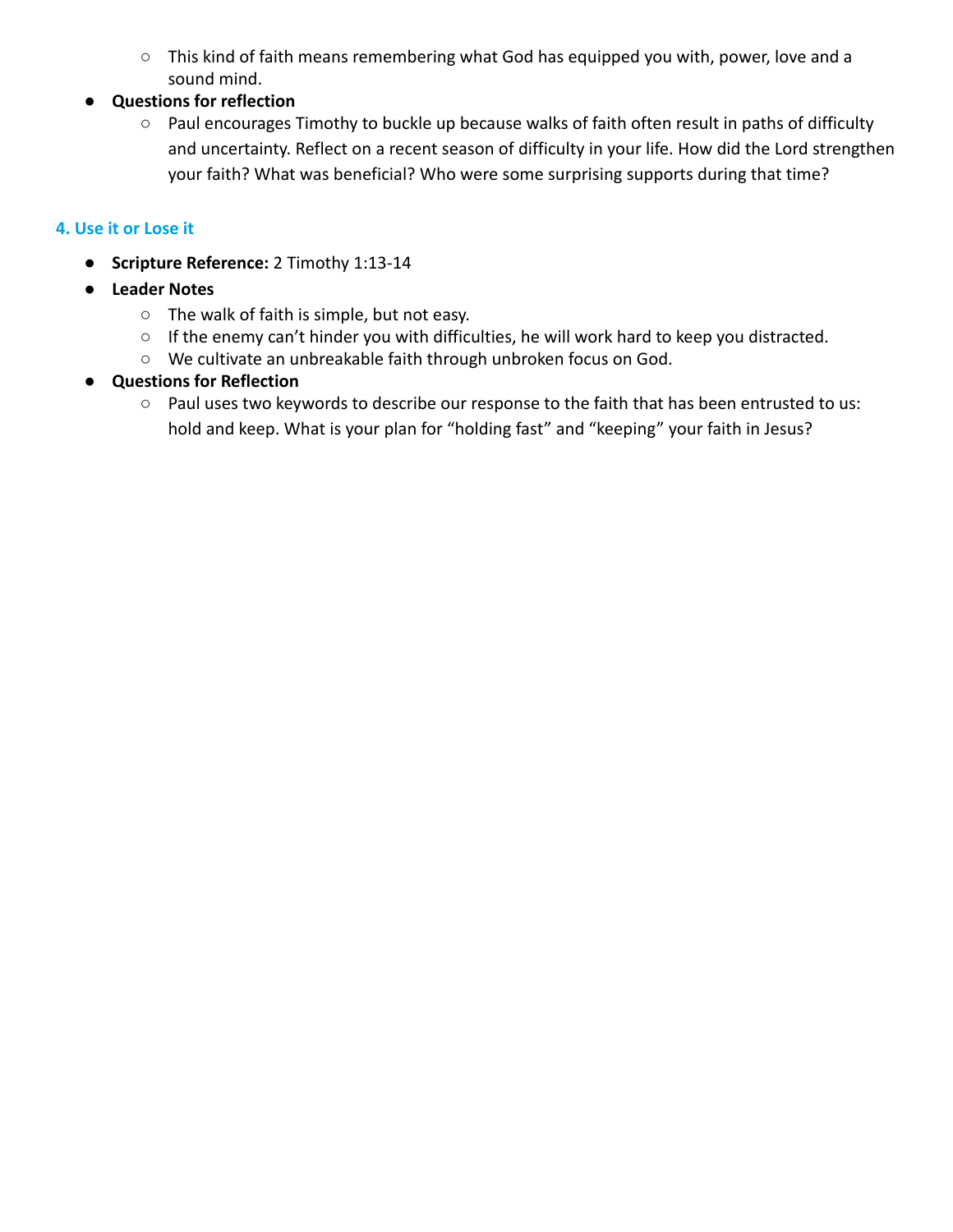- This kind of faith means remembering what God has equipped you with, power, love and a sound mind.
- **Questions for reflection**
    - Paul encourages Timothy to buckle up because walks of faith often result in paths of difficulty and uncertainty. Reflect on a recent season of difficulty in your life. How did the Lord strengthen your faith? What was beneficial? Who were some surprising supports during that time?

### 4. Use it or Lose it

- **Scripture Reference:** 2 Timothy 1:13-14
- **Leader Notes**
    - The walk of faith is simple, but not easy.
    - If the enemy can't hinder you with difficulties, he will work hard to keep you distracted.
    - We cultivate an unbreakable faith through unbroken focus on God.
- **Questions for Reflection**
    - Paul uses two keywords to describe our response to the faith that has been entrusted to us: hold and keep. What is your plan for "holding fast" and "keeping" your faith in Jesus?